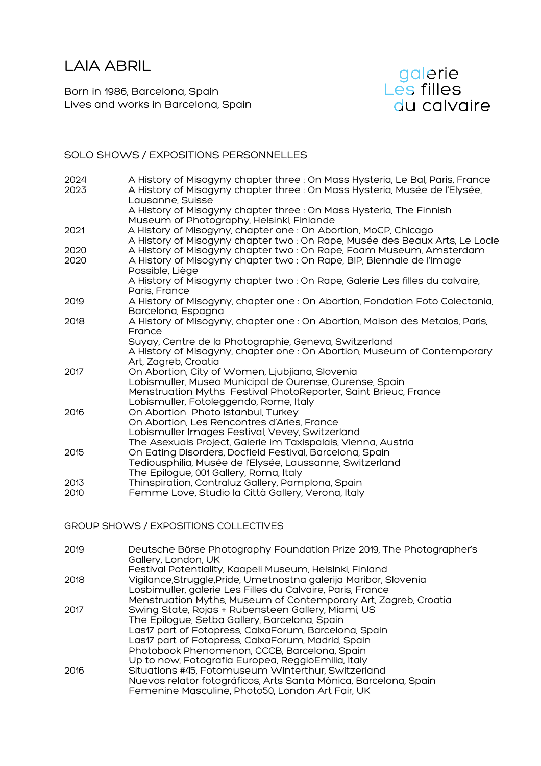# LAIA ABRIL

Born in 1986, Barcelona, Spain
Lives and works in Barcelona, Spain

galerie Les filles du calvaire

## SOLO SHOWS / EXPOSITIONS PERSONNELLES

| | |
|---|---|
| 2024 | A History of Misogyny chapter three : On Mass Hysteria, Le Bal, Paris, France |
| 2023 | A History of Misogyny chapter three : On Mass Hysteria, Musée de l'Elysée, Lausanne, Suisse |
| | A History of Misogyny chapter three : On Mass Hysteria, The Finnish Museum of Photography, Helsinki, Finlande |
| 2021 | A History of Misogyny, chapter one : On Abortion, MoCP, Chicago |
| | A History of Misogyny chapter two : On Rape, Musée des Beaux Arts, Le Locle |
| 2020 | A History of Misogyny chapter two : On Rape, Foam Museum, Amsterdam |
| 2020 | A History of Misogyny chapter two : On Rape, BIP, Biennale de l'Image Possible, Liège |
| | A History of Misogyny chapter two : On Rape, Galerie Les filles du calvaire, Paris, France |
| 2019 | A History of Misogyny, chapter one : On Abortion, Fondation Foto Colectania, Barcelona, Espagna |
| 2018 | A History of Misogyny, chapter one : On Abortion, Maison des Metalos, Paris, France |
| | Suyay, Centre de la Photographie, Geneva, Switzerland |
| | A History of Misogyny, chapter one : On Abortion, Museum of Contemporary Art, Zagreb, Croatia |
| 2017 | On Abortion, City of Women, Ljubjiana, Slovenia |
| | Lobismuller, Museo Municipal de Ourense, Ourense, Spain |
| | Menstruation Myths Festival PhotoReporter, Saint Brieuc, France |
| | Lobismuller, Fotoleggendo, Rome, Italy |
| 2016 | On Abortion Photo Istanbul, Turkey |
| | On Abortion, Les Rencontres d'Arles, France |
| | Lobismuller Images Festival, Vevey, Switzerland |
| | The Asexuals Project, Galerie im Taxispalais, Vienna, Austria |
| 2015 | On Eating Disorders, Docfield Festival, Barcelona, Spain |
| | Tediousphilia, Musée de l'Elysée, Laussanne, Switzerland |
| | The Epilogue, 001 Gallery, Roma, Italy |
| 2013 | Thinspiration, Contraluz Gallery, Pamplona, Spain |
| 2010 | Femme Love, Studio la Città Gallery, Verona, Italy |

## GROUP SHOWS / EXPOSITIONS COLLECTIVES

| | |
|---|---|
| 2019 | Deutsche Börse Photography Foundation Prize 2019, The Photographer's Gallery, London, UK |
| | Festival Potentiality, Kaapeli Museum, Helsinki, Finland |
| 2018 | Vigilance,Struggle,Pride, Umetnostna galerija Maribor, Slovenia |
| | Losbimuller, galerie Les Filles du Calvaire, Paris, France |
| | Menstruation Myths, Museum of Contemporary Art, Zagreb, Croatia |
| 2017 | Swing State, Rojas + Rubensteen Gallery, Miami, US |
| | The Epilogue, Setba Gallery, Barcelona, Spain |
| | Las17 part of Fotopress, CaixaForum, Barcelona, Spain |
| | Las17 part of Fotopress, CaixaForum, Madrid, Spain |
| | Photobook Phenomenon, CCCB, Barcelona, Spain |
| | Up to now, Fotografia Europea, ReggioEmilia, Italy |
| 2016 | Situations #45, Fotomuseum Winterthur, Switzerland |
| | Nuevos relator fotográficos, Arts Santa Mònica, Barcelona, Spain |
| | Femenine Masculine, Photo50, London Art Fair, UK |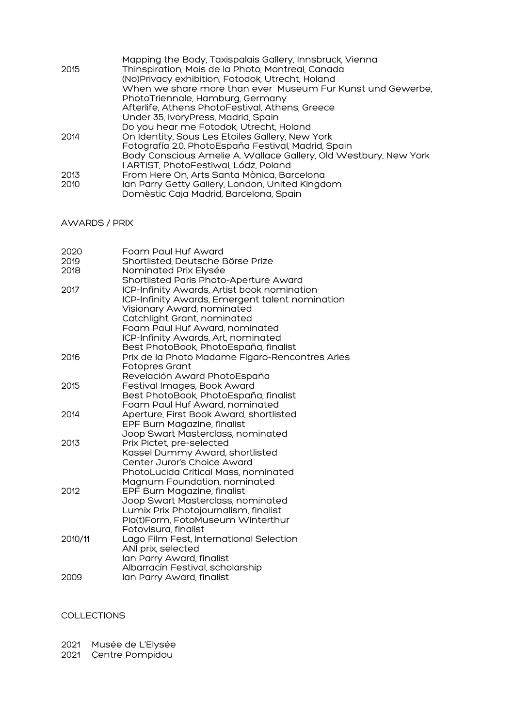| | |
|---|---|
| | Mapping the Body, Taxispalais Gallery, Innsbruck, Vienna |
| 2015 | Thinspiration, Mois de la Photo, Montreal, Canada |
| | (No)Privacy exhibition, Fotodok, Utrecht, Holand |
| | When we share more than ever Museum Fur Kunst und Gewerbe, PhotoTriennale, Hamburg, Germany |
| | Afterlife, Athens PhotoFestival, Athens, Greece |
| | Under 35, IvoryPress, Madrid, Spain |
| | Do you hear me Fotodok, Utrecht, Holand |
| 2014 | On Identity, Sous Les Etoiles Gallery, New York |
| | Fotografía 2.0, PhotoEspaña Festival, Madrid, Spain |
| | Body Conscious Amelie A. Wallace Gallery, Old Westbury, New York |
| | I ARTIST, PhotoFestiwal, Lódz, Poland |
| 2013 | From Here On, Arts Santa Mònica, Barcelona |
| 2010 | Ian Parry Getty Gallery, London, United Kingdom |
| | Domèstic Caja Madrid, Barcelona, Spain |

## AWARDS / PRIX

| | |
|---|---|
| 2020 | Foam Paul Huf Award |
| 2019 | Shortlisted, Deutsche Börse Prize |
| 2018 | Nominated Prix Elysée |
| | Shortlisted Paris Photo-Aperture Award |
| 2017 | ICP-Infinity Awards, Artist book nomination |
| | ICP-Infinity Awards, Emergent talent nomination |
| | Visionary Award, nominated |
| | Catchlight Grant, nominated |
| | Foam Paul Huf Award, nominated |
| | ICP-Infinity Awards, Art, nominated |
| | Best PhotoBook, PhotoEspaña, finalist |
| 2016 | Prix de la Photo Madame Figaro-Rencontres Arles |
| | Fotopres Grant |
| | Revelación Award PhotoEspaña |
| 2015 | Festival Images, Book Award |
| | Best PhotoBook, PhotoEspaña, finalist |
| | Foam Paul Huf Award, nominated |
| 2014 | Aperture, First Book Award, shortlisted |
| | EPF Burn Magazine, finalist |
| | Joop Swart Masterclass, nominated |
| 2013 | Prix Pictet, pre-selected |
| | Kassel Dummy Award, shortlisted |
| | Center Juror's Choice Award |
| | PhotoLucida Critical Mass, nominated |
| | Magnum Foundation, nominated |
| 2012 | EPF Burn Magazine, finalist |
| | Joop Swart Masterclass, nominated |
| | Lumix Prix Photojournalism, finalist |
| | Pla(t)Form, FotoMuseum Winterthur |
| | Fotovisura, finalist |
| 2010/11 | Lago Film Fest, International Selection |
| | ANI prix, selected |
| | Ian Parry Award, finalist |
| | Albarracín Festival, scholarship |
| 2009 | Ian Parry Award, finalist |

## COLLECTIONS

2021 Musée de L'Elysée
2021 Centre Pompidou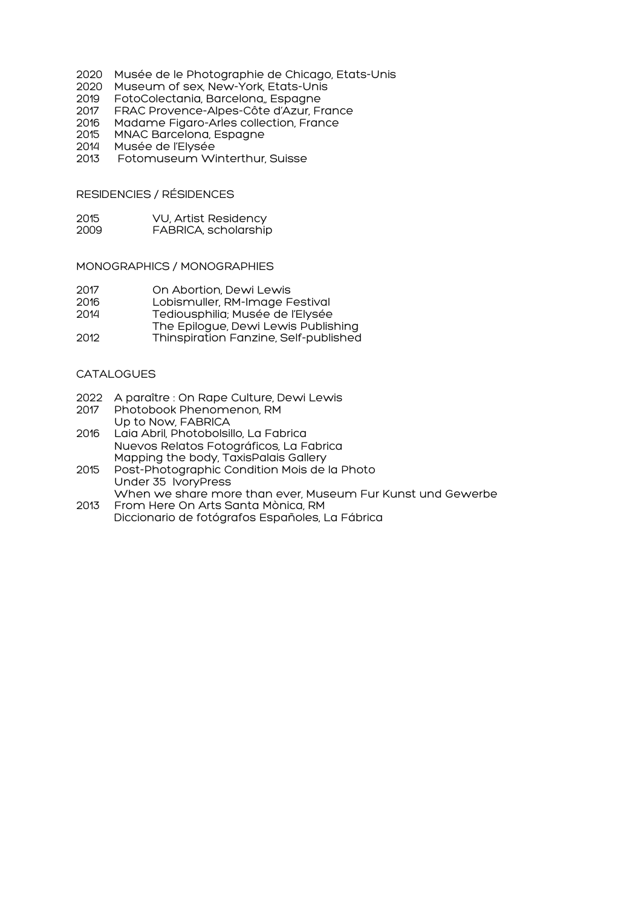2020 Musée de le Photographie de Chicago, Etats-Unis
2020 Museum of sex, New-York, Etats-Unis
2019 FotoColectania, Barcelona,, Espagne
2017 FRAC Provence-Alpes-Côte d'Azur, France
2016 Madame Figaro-Arles collection, France
2015 MNAC Barcelona, Espagne
2014 Musée de l'Elysée
2013 Fotomuseum Winterthur, Suisse

RESIDENCIES / RÉSIDENCES

2015 VU, Artist Residency
2009 FABRICA, scholarship

MONOGRAPHICS / MONOGRAPHIES

2017 On Abortion, Dewi Lewis
2016 Lobismuller, RM-Image Festival
2014 Tediousphilia; Musée de l'Elysée
The Epilogue, Dewi Lewis Publishing
2012 Thinspiration Fanzine, Self-published

CATALOGUES

2022 A paraître : On Rape Culture, Dewi Lewis
2017 Photobook Phenomenon, RM
Up to Now, FABRICA
2016 Laia Abril, Photobolsillo, La Fabrica
Nuevos Relatos Fotográficos, La Fabrica
Mapping the body, TaxisPalais Gallery
2015 Post-Photographic Condition Mois de la Photo
Under 35 IvoryPress
When we share more than ever, Museum Fur Kunst und Gewerbe
2013 From Here On Arts Santa Mònica, RM
Diccionario de fotógrafos Españoles, La Fábrica